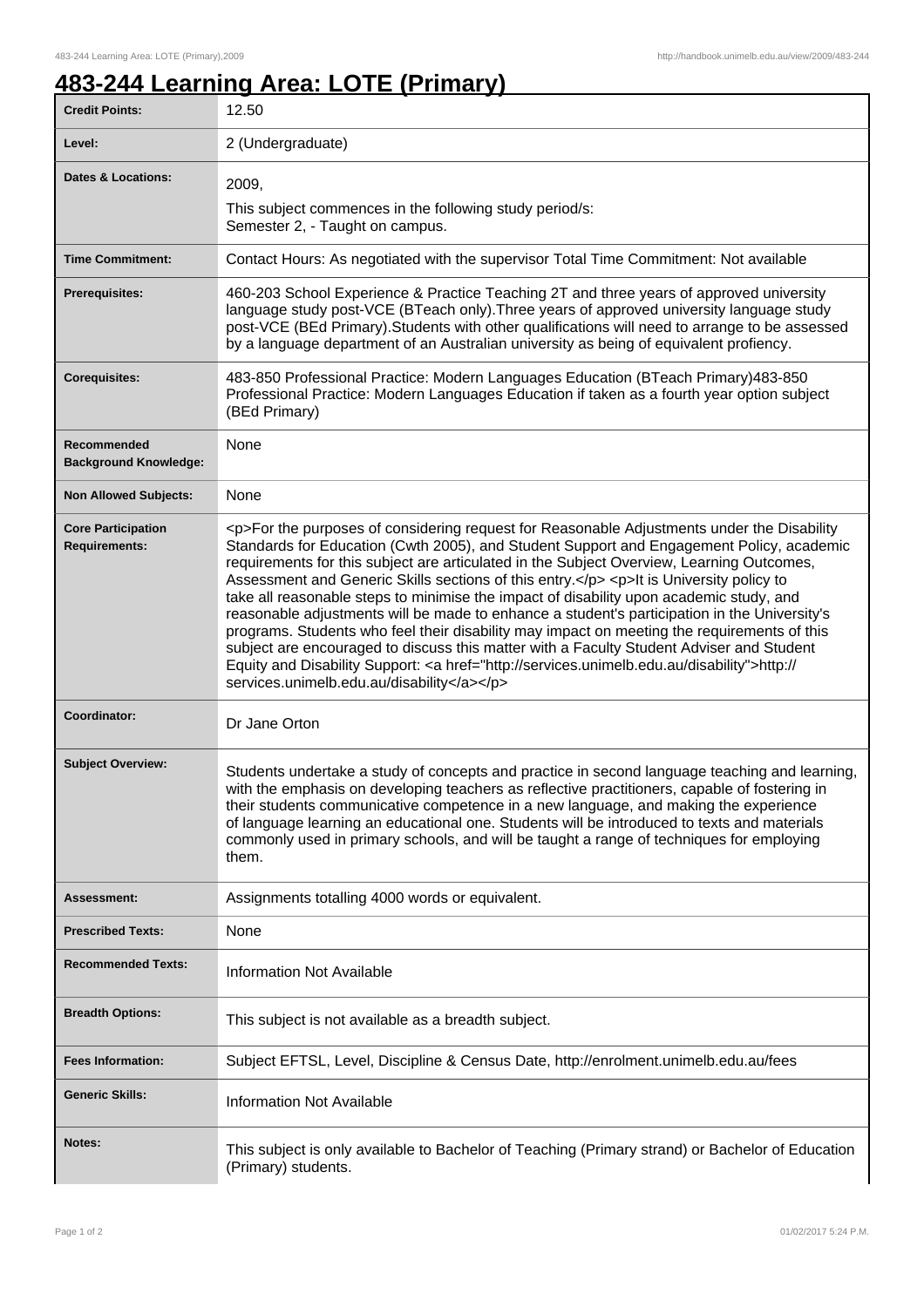# 483-244 Learning Area: LOTE (Primary)

| | |
|---|---|
| **Credit Points:** | 12.50 |
| **Level:** | 2 (Undergraduate) |
| **Dates & Locations:** | 2009,<br>This subject commences in the following study period/s:<br>Semester 2, - Taught on campus. |
| **Time Commitment:** | Contact Hours: As negotiated with the supervisor Total Time Commitment: Not available |
| **Prerequisites:** | 460-203 School Experience & Practice Teaching 2T and three years of approved university language study post-VCE (BTeach only).Three years of approved university language study post-VCE (BEd Primary).Students with other qualifications will need to arrange to be assessed by a language department of an Australian university as being of equivalent proficiency. |
| **Corequisites:** | 483-850 Professional Practice: Modern Languages Education (BTeach Primary)483-850 Professional Practice: Modern Languages Education if taken as a fourth year option subject (BEd Primary) |
| **Recommended Background Knowledge:** | None |
| **Non Allowed Subjects:** | None |
| **Core Participation Requirements:** | <p>For the purposes of considering request for Reasonable Adjustments under the Disability Standards for Education (Cwth 2005), and Student Support and Engagement Policy, academic requirements for this subject are articulated in the Subject Overview, Learning Outcomes, Assessment and Generic Skills sections of this entry.</p> <p>It is University policy to take all reasonable steps to minimise the impact of disability upon academic study, and reasonable adjustments will be made to enhance a student's participation in the University's programs. Students who feel their disability may impact on meeting the requirements of this subject are encouraged to discuss this matter with a Faculty Student Adviser and Student Equity and Disability Support: <a href="http://services.unimelb.edu.au/disability">http://services.unimelb.edu.au/disability</a></p> |
| **Coordinator:** | Dr Jane Orton |
| **Subject Overview:** | Students undertake a study of concepts and practice in second language teaching and learning, with the emphasis on developing teachers as reflective practitioners, capable of fostering in their students communicative competence in a new language, and making the experience of language learning an educational one. Students will be introduced to texts and materials commonly used in primary schools, and will be taught a range of techniques for employing them. |
| **Assessment:** | Assignments totalling 4000 words or equivalent. |
| **Prescribed Texts:** | None |
| **Recommended Texts:** | Information Not Available |
| **Breadth Options:** | This subject is not available as a breadth subject. |
| **Fees Information:** | Subject EFTSL, Level, Discipline & Census Date, http://enrolment.unimelb.edu.au/fees |
| **Generic Skills:** | Information Not Available |
| **Notes:** | This subject is only available to Bachelor of Teaching (Primary strand) or Bachelor of Education (Primary) students. |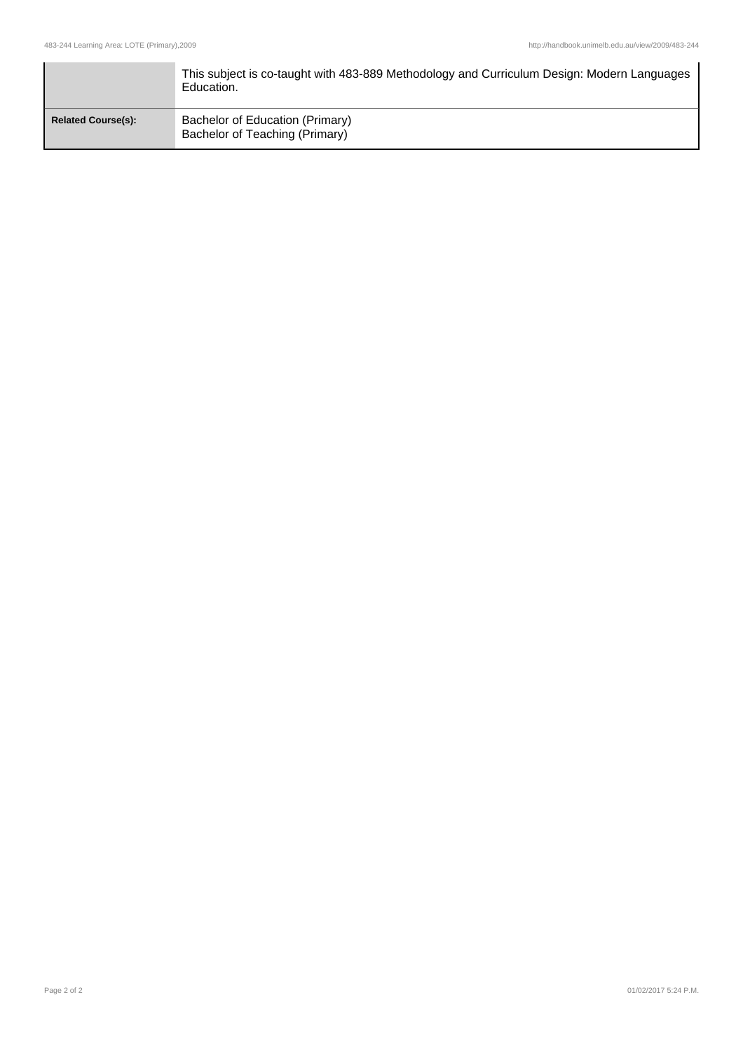| | |
|---|---|
| | This subject is co-taught with 483-889 Methodology and Curriculum Design: Modern Languages Education. |
| **Related Course(s):** | Bachelor of Education (Primary)<br>Bachelor of Teaching (Primary) |